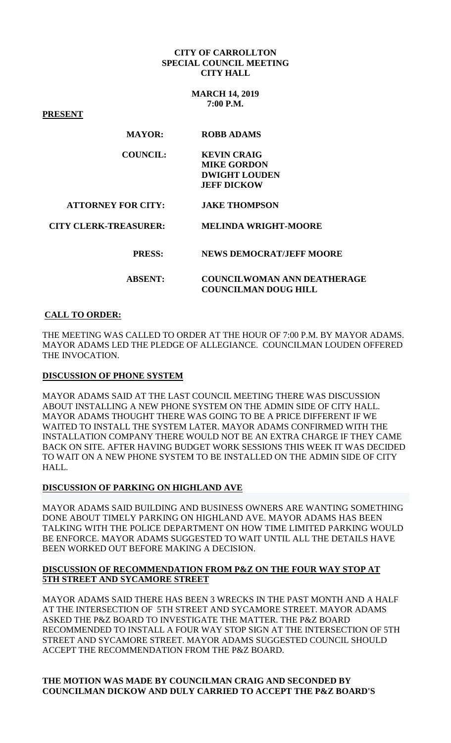**CITY OF CARROLLTON**
**SPECIAL COUNCIL MEETING**
**CITY HALL**

**MARCH 14, 2019**
**7:00 P.M.**

**PRESENT**

| | |
|---|---|
| **MAYOR:** | **ROBB ADAMS** |
| **COUNCIL:** | **KEVIN CRAIG**<br>**MIKE GORDON**<br>**DWIGHT LOUDEN**<br>**JEFF DICKOW** |
| **ATTORNEY FOR CITY:** | **JAKE THOMPSON** |
| **CITY CLERK-TREASURER:** | **MELINDA WRIGHT-MOORE** |
| **PRESS:** | **NEWS DEMOCRAT/JEFF MOORE** |
| **ABSENT:** | **COUNCILWOMAN ANN DEATHERAGE**<br>**COUNCILMAN DOUG HILL** |

**CALL TO ORDER:**

THE MEETING WAS CALLED TO ORDER AT THE HOUR OF 7:00 P.M. BY MAYOR ADAMS. MAYOR ADAMS LED THE PLEDGE OF ALLEGIANCE. COUNCILMAN LOUDEN OFFERED THE INVOCATION.

**DISCUSSION OF PHONE SYSTEM**

MAYOR ADAMS SAID AT THE LAST COUNCIL MEETING THERE WAS DISCUSSION ABOUT INSTALLING A NEW PHONE SYSTEM ON THE ADMIN SIDE OF CITY HALL. MAYOR ADAMS THOUGHT THERE WAS GOING TO BE A PRICE DIFFERENT IF WE WAITED TO INSTALL THE SYSTEM LATER. MAYOR ADAMS CONFIRMED WITH THE INSTALLATION COMPANY THERE WOULD NOT BE AN EXTRA CHARGE IF THEY CAME BACK ON SITE. AFTER HAVING BUDGET WORK SESSIONS THIS WEEK IT WAS DECIDED TO WAIT ON A NEW PHONE SYSTEM TO BE INSTALLED ON THE ADMIN SIDE OF CITY HALL.

**DISCUSSION OF PARKING ON HIGHLAND AVE**

MAYOR ADAMS SAID BUILDING AND BUSINESS OWNERS ARE WANTING SOMETHING DONE ABOUT TIMELY PARKING ON HIGHLAND AVE. MAYOR ADAMS HAS BEEN TALKING WITH THE POLICE DEPARTMENT ON HOW TIME LIMITED PARKING WOULD BE ENFORCE. MAYOR ADAMS SUGGESTED TO WAIT UNTIL ALL THE DETAILS HAVE BEEN WORKED OUT BEFORE MAKING A DECISION.

**DISCUSSION OF RECOMMENDATION FROM P&Z ON THE FOUR WAY STOP AT 5TH STREET AND SYCAMORE STREET**

MAYOR ADAMS SAID THERE HAS BEEN 3 WRECKS IN THE PAST MONTH AND A HALF AT THE INTERSECTION OF 5TH STREET AND SYCAMORE STREET. MAYOR ADAMS ASKED THE P&Z BOARD TO INVESTIGATE THE MATTER. THE P&Z BOARD RECOMMENDED TO INSTALL A FOUR WAY STOP SIGN AT THE INTERSECTION OF 5TH STREET AND SYCAMORE STREET. MAYOR ADAMS SUGGESTED COUNCIL SHOULD ACCEPT THE RECOMMENDATION FROM THE P&Z BOARD.

**THE MOTION WAS MADE BY COUNCILMAN CRAIG AND SECONDED BY COUNCILMAN DICKOW AND DULY CARRIED TO ACCEPT THE P&Z BOARD'S**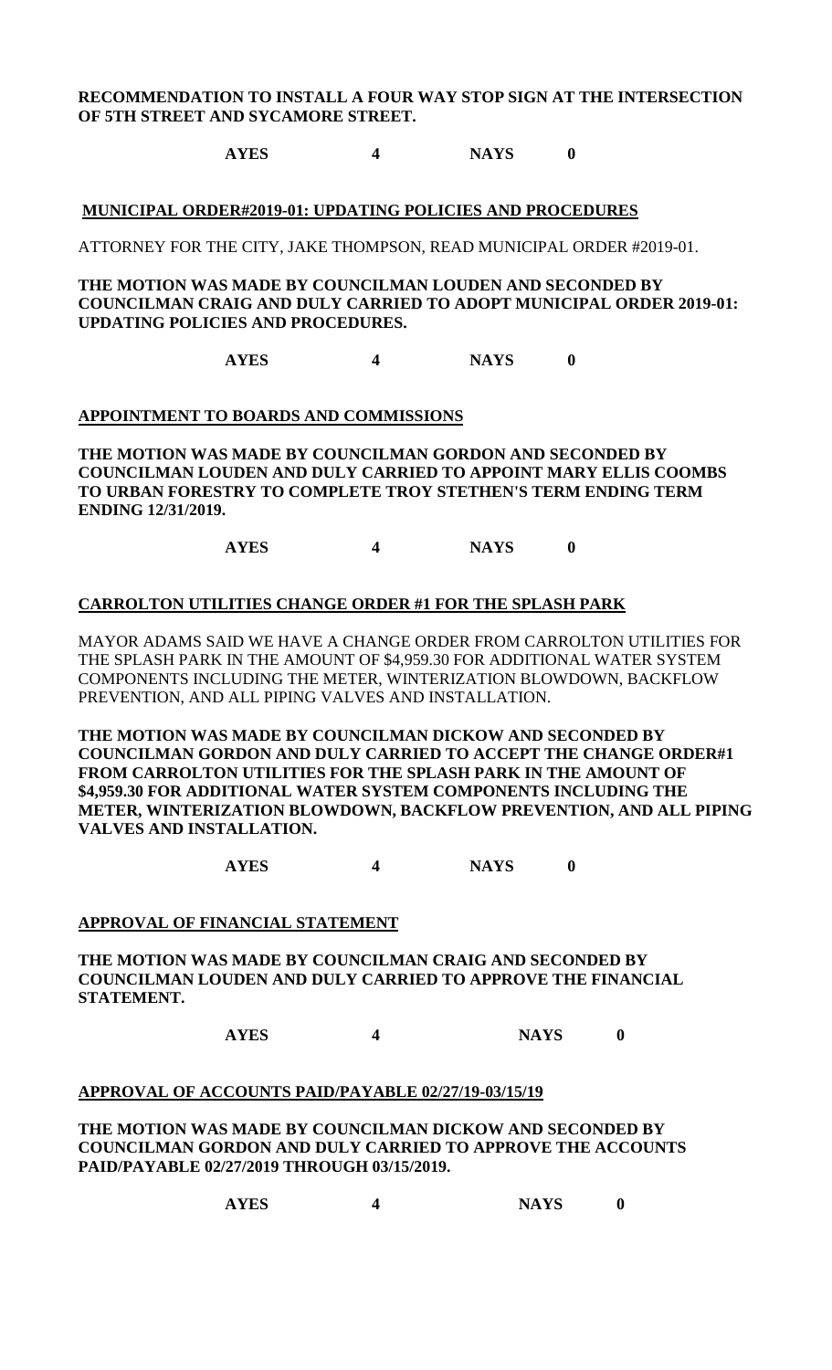**RECOMMENDATION TO INSTALL A FOUR WAY STOP SIGN AT THE INTERSECTION OF 5TH STREET AND SYCAMORE STREET.**

**AYES 4 NAYS 0**

**MUNICIPAL ORDER#2019-01: UPDATING POLICIES AND PROCEDURES**

ATTORNEY FOR THE CITY, JAKE THOMPSON, READ MUNICIPAL ORDER #2019-01.

**THE MOTION WAS MADE BY COUNCILMAN LOUDEN AND SECONDED BY COUNCILMAN CRAIG AND DULY CARRIED TO ADOPT MUNICIPAL ORDER 2019-01: UPDATING POLICIES AND PROCEDURES.**

**AYES 4 NAYS 0**

**APPOINTMENT TO BOARDS AND COMMISSIONS**

**THE MOTION WAS MADE BY COUNCILMAN GORDON AND SECONDED BY COUNCILMAN LOUDEN AND DULY CARRIED TO APPOINT MARY ELLIS COOMBS TO URBAN FORESTRY TO COMPLETE TROY STETHEN'S TERM ENDING TERM ENDING 12/31/2019.**

**AYES 4 NAYS 0**

**CARROLTON UTILITIES CHANGE ORDER #1 FOR THE SPLASH PARK**

MAYOR ADAMS SAID WE HAVE A CHANGE ORDER FROM CARROLTON UTILITIES FOR THE SPLASH PARK IN THE AMOUNT OF $4,959.30 FOR ADDITIONAL WATER SYSTEM COMPONENTS INCLUDING THE METER, WINTERIZATION BLOWDOWN, BACKFLOW PREVENTION, AND ALL PIPING VALVES AND INSTALLATION.

**THE MOTION WAS MADE BY COUNCILMAN DICKOW AND SECONDED BY COUNCILMAN GORDON AND DULY CARRIED TO ACCEPT THE CHANGE ORDER#1 FROM CARROLTON UTILITIES FOR THE SPLASH PARK IN THE AMOUNT OF $4,959.30 FOR ADDITIONAL WATER SYSTEM COMPONENTS INCLUDING THE METER, WINTERIZATION BLOWDOWN, BACKFLOW PREVENTION, AND ALL PIPING VALVES AND INSTALLATION.**

**AYES 4 NAYS 0**

**APPROVAL OF FINANCIAL STATEMENT**

**THE MOTION WAS MADE BY COUNCILMAN CRAIG AND SECONDED BY COUNCILMAN LOUDEN AND DULY CARRIED TO APPROVE THE FINANCIAL STATEMENT.**

**AYES 4 NAYS 0**

**APPROVAL OF ACCOUNTS PAID/PAYABLE 02/27/19-03/15/19**

**THE MOTION WAS MADE BY COUNCILMAN DICKOW AND SECONDED BY COUNCILMAN GORDON AND DULY CARRIED TO APPROVE THE ACCOUNTS PAID/PAYABLE 02/27/2019 THROUGH 03/15/2019.**

**AYES 4 NAYS 0**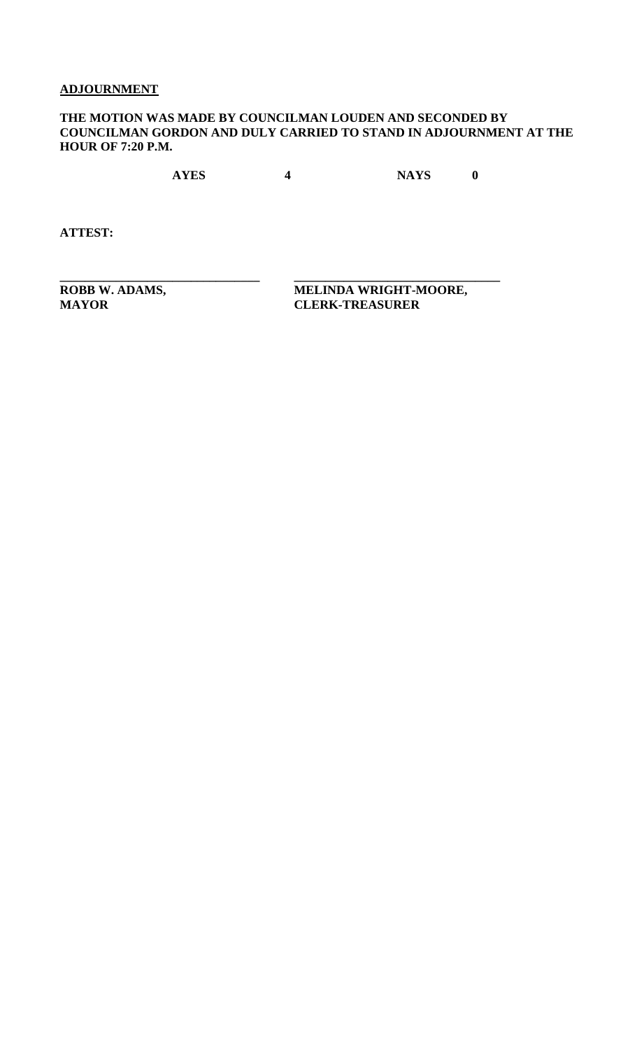**ADJOURNMENT**

**THE MOTION WAS MADE BY COUNCILMAN LOUDEN AND SECONDED BY COUNCILMAN GORDON AND DULY CARRIED TO STAND IN ADJOURNMENT AT THE HOUR OF 7:20 P.M.**

**AYES 4 NAYS 0**

**ATTEST:**

| | |
|---|---|
| ______________________________ | ______________________________ |
| **ROBB W. ADAMS,** | **MELINDA WRIGHT-MOORE,** |
| **MAYOR** | **CLERK-TREASURER** |